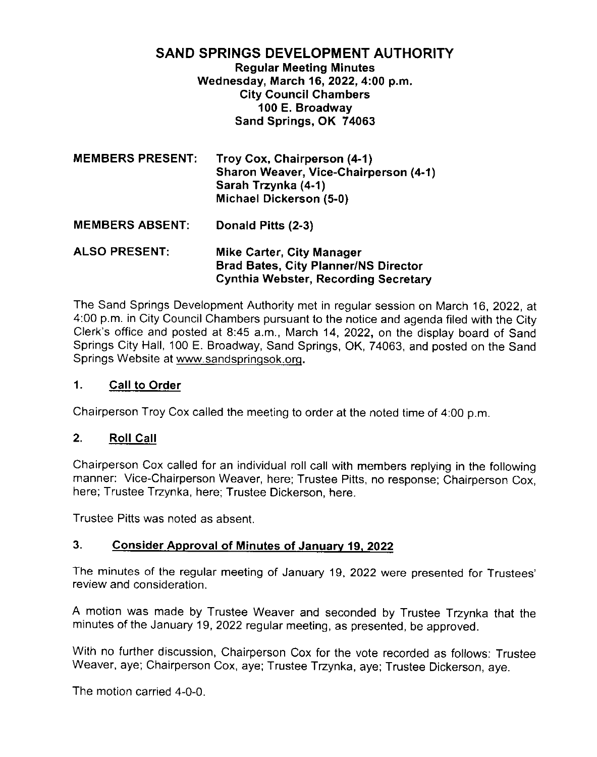# SAND SPRINGS DEVELOPMENT AUTHORITY

**Regular Meeting Minutes**
**Wednesday, March 16, 2022, 4:00 p.m.**
**City Council Chambers**
**100 E. Broadway**
**Sand Springs, OK 74063**

**MEMBERS PRESENT:** **Troy Cox, Chairperson (4-1)**
**Sharon Weaver, Vice-Chairperson (4-1)**
**Sarah Trzynka (4-1)**
**Michael Dickerson (5-0)**

**MEMBERS ABSENT:** **Donald Pitts (2-3)**

**ALSO PRESENT:** **Mike Carter, City Manager**
**Brad Bates, City Planner/NS Director**
**Cynthia Webster, Recording Secretary**

The Sand Springs Development Authority met in regular session on March 16, 2022, at 4:00 p.m. in City Council Chambers pursuant to the notice and agenda filed with the City Clerk's office and posted at 8:45 a.m., March 14, 2022, on the display board of Sand Springs City Hall, 100 E. Broadway, Sand Springs, OK, 74063, and posted on the Sand Springs Website at www.sandspringsok.org.

## 1. Call to Order

Chairperson Troy Cox called the meeting to order at the noted time of 4:00 p.m.

## 2. Roll Call

Chairperson Cox called for an individual roll call with members replying in the following manner: Vice-Chairperson Weaver, here; Trustee Pitts, no response; Chairperson Cox, here; Trustee Trzynka, here; Trustee Dickerson, here.

Trustee Pitts was noted as absent.

## 3. Consider Approval of Minutes of January 19, 2022

The minutes of the regular meeting of January 19, 2022 were presented for Trustees' review and consideration.

A motion was made by Trustee Weaver and seconded by Trustee Trzynka that the minutes of the January 19, 2022 regular meeting, as presented, be approved.

With no further discussion, Chairperson Cox for the vote recorded as follows: Trustee Weaver, aye; Chairperson Cox, aye; Trustee Trzynka, aye; Trustee Dickerson, aye.

The motion carried 4-0-0.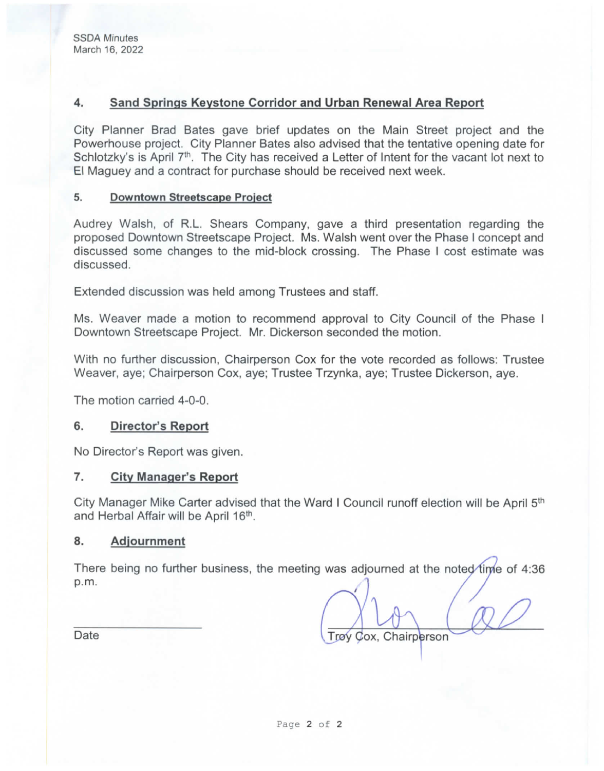## 4. Sand Springs Keystone Corridor and Urban Renewal Area Report

City Planner Brad Bates gave brief updates on the Main Street project and the Powerhouse project. City Planner Bates also advised that the tentative opening date for Schlotzky's is April 7th. The City has received a Letter of Intent for the vacant lot next to El Maguey and a contract for purchase should be received next week.

## 5. Downtown Streetscape Project

Audrey Walsh, of R.L. Shears Company, gave a third presentation regarding the proposed Downtown Streetscape Project. Ms. Walsh went over the Phase I concept and discussed some changes to the mid-block crossing. The Phase I cost estimate was discussed.

Extended discussion was held among Trustees and staff.

Ms. Weaver made a motion to recommend approval to City Council of the Phase I Downtown Streetscape Project. Mr. Dickerson seconded the motion.

With no further discussion, Chairperson Cox for the vote recorded as follows: Trustee Weaver, aye; Chairperson Cox, aye; Trustee Trzynka, aye; Trustee Dickerson, aye.

The motion carried 4-0-0.

## 6. Director's Report

No Director's Report was given.

## 7. City Manager's Report

City Manager Mike Carter advised that the Ward I Council runoff election will be April 5th and Herbal Affair will be April 16th.

## 8. Adjournment

There being no further business, the meeting was adjourned at the noted time of 4:36 p.m.

______________________ Date

Troy Cox, Chairperson